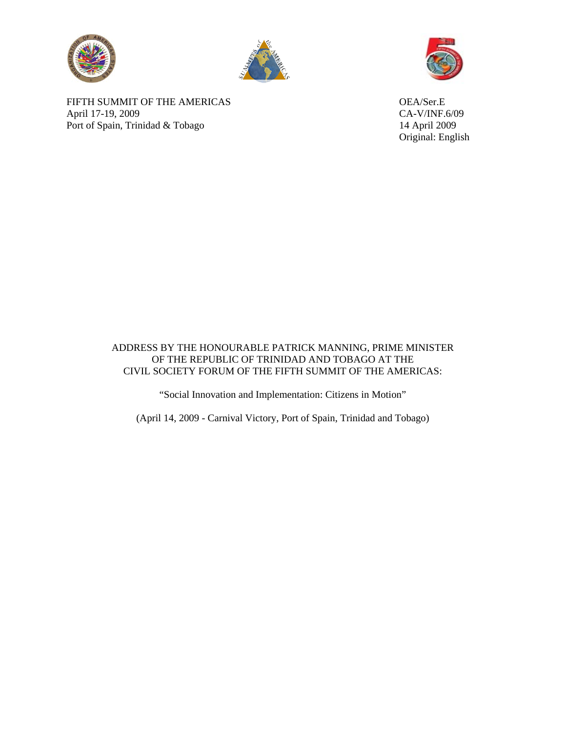FIFTH SUMMIT OF THE AMERICAS
April 17-19, 2009
Port of Spain, Trinidad & Tobago

OEA/Ser.E
CA-V/INF.6/09
14 April 2009
Original: English

ADDRESS BY THE HONOURABLE PATRICK MANNING, PRIME MINISTER OF THE REPUBLIC OF TRINIDAD AND TOBAGO AT THE CIVIL SOCIETY FORUM OF THE FIFTH SUMMIT OF THE AMERICAS:

"Social Innovation and Implementation: Citizens in Motion"

(April 14, 2009 - Carnival Victory, Port of Spain, Trinidad and Tobago)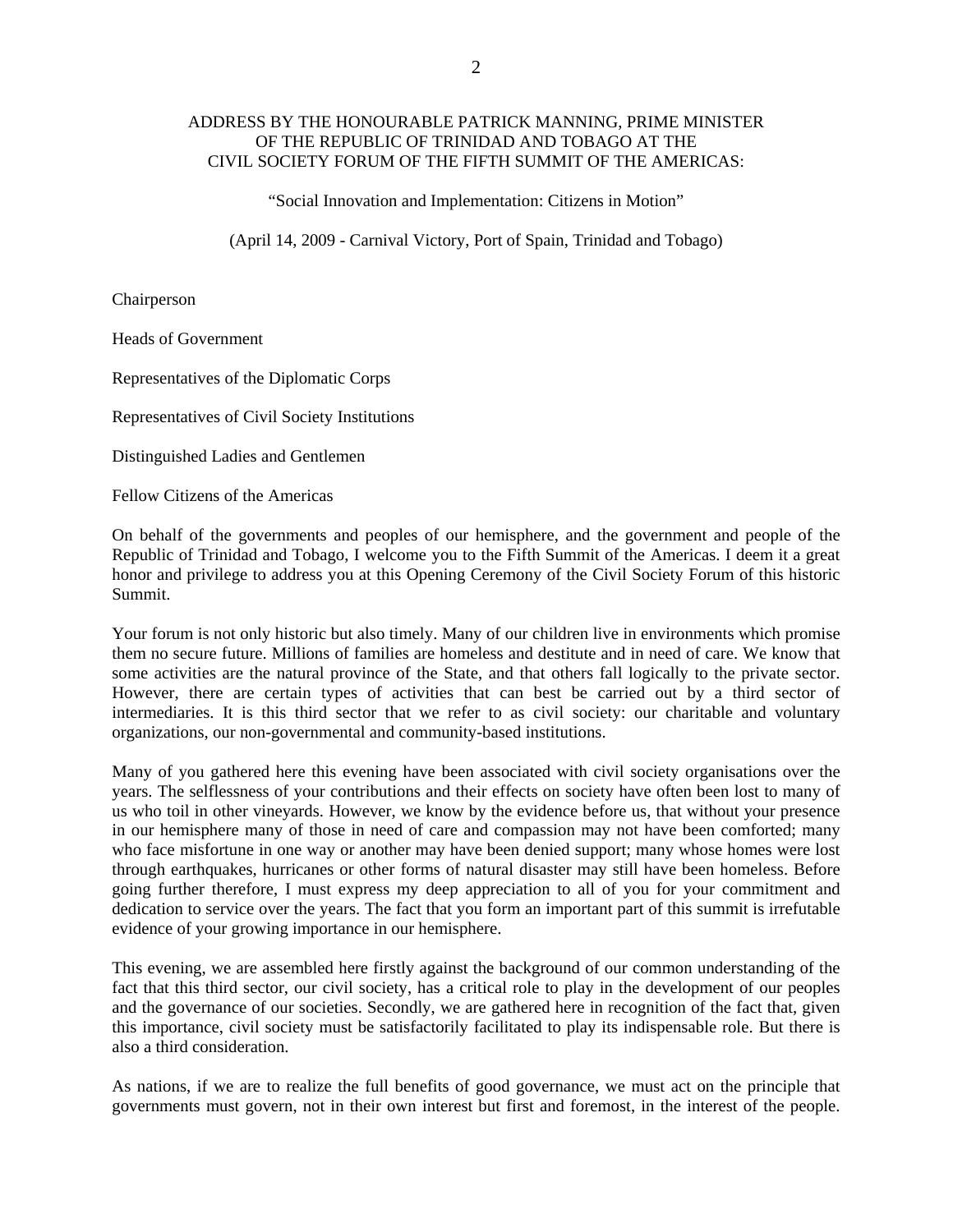ADDRESS BY THE HONOURABLE PATRICK MANNING, PRIME MINISTER OF THE REPUBLIC OF TRINIDAD AND TOBAGO AT THE CIVIL SOCIETY FORUM OF THE FIFTH SUMMIT OF THE AMERICAS:

"Social Innovation and Implementation: Citizens in Motion"

(April 14, 2009 - Carnival Victory, Port of Spain, Trinidad and Tobago)

Chairperson

Heads of Government

Representatives of the Diplomatic Corps

Representatives of Civil Society Institutions

Distinguished Ladies and Gentlemen

Fellow Citizens of the Americas

On behalf of the governments and peoples of our hemisphere, and the government and people of the Republic of Trinidad and Tobago, I welcome you to the Fifth Summit of the Americas. I deem it a great honor and privilege to address you at this Opening Ceremony of the Civil Society Forum of this historic Summit.

Your forum is not only historic but also timely. Many of our children live in environments which promise them no secure future. Millions of families are homeless and destitute and in need of care. We know that some activities are the natural province of the State, and that others fall logically to the private sector. However, there are certain types of activities that can best be carried out by a third sector of intermediaries. It is this third sector that we refer to as civil society: our charitable and voluntary organizations, our non-governmental and community-based institutions.

Many of you gathered here this evening have been associated with civil society organisations over the years. The selflessness of your contributions and their effects on society have often been lost to many of us who toil in other vineyards. However, we know by the evidence before us, that without your presence in our hemisphere many of those in need of care and compassion may not have been comforted; many who face misfortune in one way or another may have been denied support; many whose homes were lost through earthquakes, hurricanes or other forms of natural disaster may still have been homeless. Before going further therefore, I must express my deep appreciation to all of you for your commitment and dedication to service over the years. The fact that you form an important part of this summit is irrefutable evidence of your growing importance in our hemisphere.

This evening, we are assembled here firstly against the background of our common understanding of the fact that this third sector, our civil society, has a critical role to play in the development of our peoples and the governance of our societies. Secondly, we are gathered here in recognition of the fact that, given this importance, civil society must be satisfactorily facilitated to play its indispensable role. But there is also a third consideration.

As nations, if we are to realize the full benefits of good governance, we must act on the principle that governments must govern, not in their own interest but first and foremost, in the interest of the people.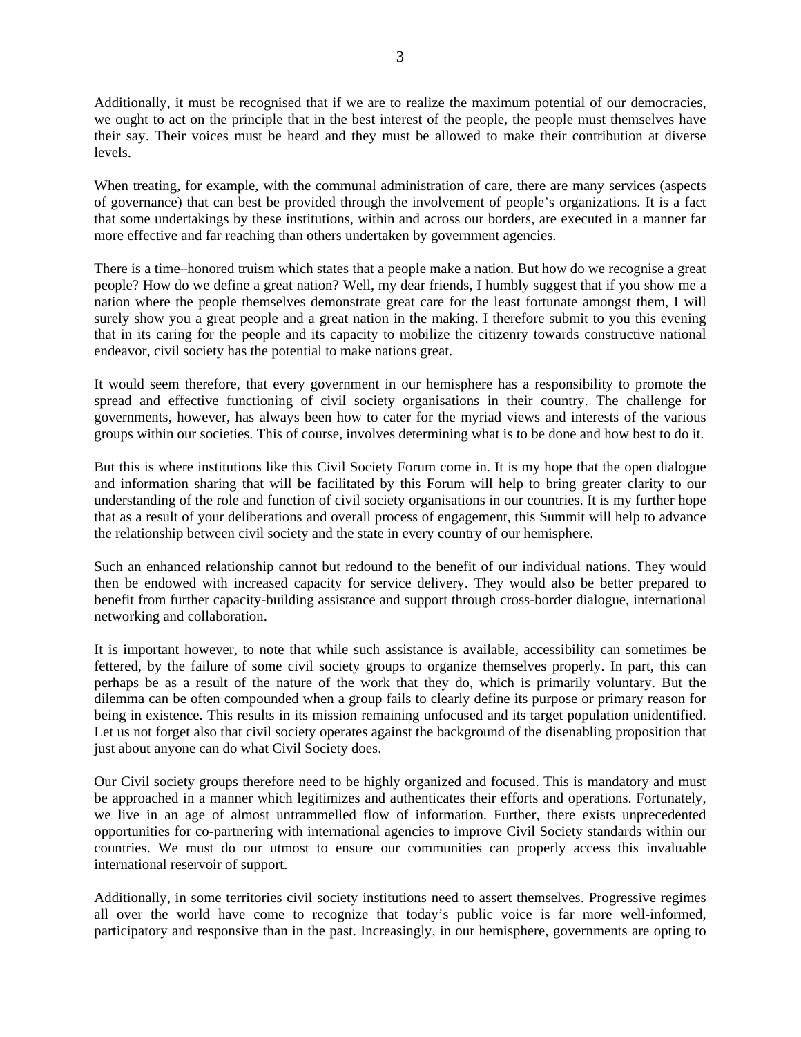Additionally, it must be recognised that if we are to realize the maximum potential of our democracies, we ought to act on the principle that in the best interest of the people, the people must themselves have their say. Their voices must be heard and they must be allowed to make their contribution at diverse levels.

When treating, for example, with the communal administration of care, there are many services (aspects of governance) that can best be provided through the involvement of people's organizations. It is a fact that some undertakings by these institutions, within and across our borders, are executed in a manner far more effective and far reaching than others undertaken by government agencies.

There is a time–honored truism which states that a people make a nation. But how do we recognise a great people? How do we define a great nation? Well, my dear friends, I humbly suggest that if you show me a nation where the people themselves demonstrate great care for the least fortunate amongst them, I will surely show you a great people and a great nation in the making. I therefore submit to you this evening that in its caring for the people and its capacity to mobilize the citizenry towards constructive national endeavor, civil society has the potential to make nations great.

It would seem therefore, that every government in our hemisphere has a responsibility to promote the spread and effective functioning of civil society organisations in their country. The challenge for governments, however, has always been how to cater for the myriad views and interests of the various groups within our societies. This of course, involves determining what is to be done and how best to do it.

But this is where institutions like this Civil Society Forum come in. It is my hope that the open dialogue and information sharing that will be facilitated by this Forum will help to bring greater clarity to our understanding of the role and function of civil society organisations in our countries. It is my further hope that as a result of your deliberations and overall process of engagement, this Summit will help to advance the relationship between civil society and the state in every country of our hemisphere.

Such an enhanced relationship cannot but redound to the benefit of our individual nations. They would then be endowed with increased capacity for service delivery. They would also be better prepared to benefit from further capacity-building assistance and support through cross-border dialogue, international networking and collaboration.

It is important however, to note that while such assistance is available, accessibility can sometimes be fettered, by the failure of some civil society groups to organize themselves properly. In part, this can perhaps be as a result of the nature of the work that they do, which is primarily voluntary. But the dilemma can be often compounded when a group fails to clearly define its purpose or primary reason for being in existence. This results in its mission remaining unfocused and its target population unidentified. Let us not forget also that civil society operates against the background of the disenabling proposition that just about anyone can do what Civil Society does.

Our Civil society groups therefore need to be highly organized and focused. This is mandatory and must be approached in a manner which legitimizes and authenticates their efforts and operations. Fortunately, we live in an age of almost untrammelled flow of information. Further, there exists unprecedented opportunities for co-partnering with international agencies to improve Civil Society standards within our countries. We must do our utmost to ensure our communities can properly access this invaluable international reservoir of support.

Additionally, in some territories civil society institutions need to assert themselves. Progressive regimes all over the world have come to recognize that today's public voice is far more well-informed, participatory and responsive than in the past. Increasingly, in our hemisphere, governments are opting to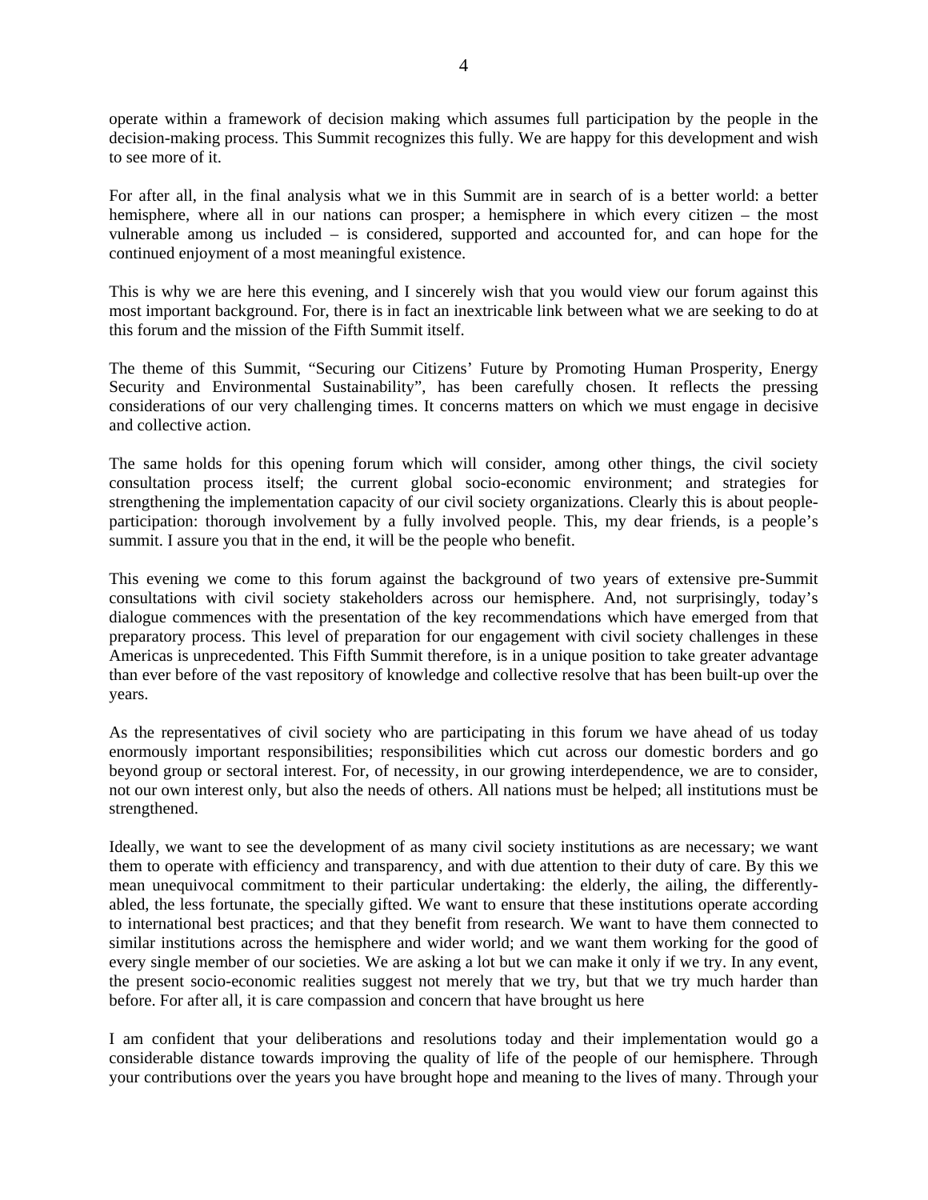operate within a framework of decision making which assumes full participation by the people in the decision-making process. This Summit recognizes this fully. We are happy for this development and wish to see more of it.

For after all, in the final analysis what we in this Summit are in search of is a better world: a better hemisphere, where all in our nations can prosper; a hemisphere in which every citizen – the most vulnerable among us included – is considered, supported and accounted for, and can hope for the continued enjoyment of a most meaningful existence.

This is why we are here this evening, and I sincerely wish that you would view our forum against this most important background. For, there is in fact an inextricable link between what we are seeking to do at this forum and the mission of the Fifth Summit itself.

The theme of this Summit, "Securing our Citizens' Future by Promoting Human Prosperity, Energy Security and Environmental Sustainability", has been carefully chosen. It reflects the pressing considerations of our very challenging times. It concerns matters on which we must engage in decisive and collective action.

The same holds for this opening forum which will consider, among other things, the civil society consultation process itself; the current global socio-economic environment; and strategies for strengthening the implementation capacity of our civil society organizations. Clearly this is about people-participation: thorough involvement by a fully involved people. This, my dear friends, is a people's summit. I assure you that in the end, it will be the people who benefit.

This evening we come to this forum against the background of two years of extensive pre-Summit consultations with civil society stakeholders across our hemisphere. And, not surprisingly, today's dialogue commences with the presentation of the key recommendations which have emerged from that preparatory process. This level of preparation for our engagement with civil society challenges in these Americas is unprecedented. This Fifth Summit therefore, is in a unique position to take greater advantage than ever before of the vast repository of knowledge and collective resolve that has been built-up over the years.

As the representatives of civil society who are participating in this forum we have ahead of us today enormously important responsibilities; responsibilities which cut across our domestic borders and go beyond group or sectoral interest. For, of necessity, in our growing interdependence, we are to consider, not our own interest only, but also the needs of others. All nations must be helped; all institutions must be strengthened.

Ideally, we want to see the development of as many civil society institutions as are necessary; we want them to operate with efficiency and transparency, and with due attention to their duty of care. By this we mean unequivocal commitment to their particular undertaking: the elderly, the ailing, the differently-abled, the less fortunate, the specially gifted. We want to ensure that these institutions operate according to international best practices; and that they benefit from research. We want to have them connected to similar institutions across the hemisphere and wider world; and we want them working for the good of every single member of our societies. We are asking a lot but we can make it only if we try. In any event, the present socio-economic realities suggest not merely that we try, but that we try much harder than before. For after all, it is care compassion and concern that have brought us here

I am confident that your deliberations and resolutions today and their implementation would go a considerable distance towards improving the quality of life of the people of our hemisphere. Through your contributions over the years you have brought hope and meaning to the lives of many. Through your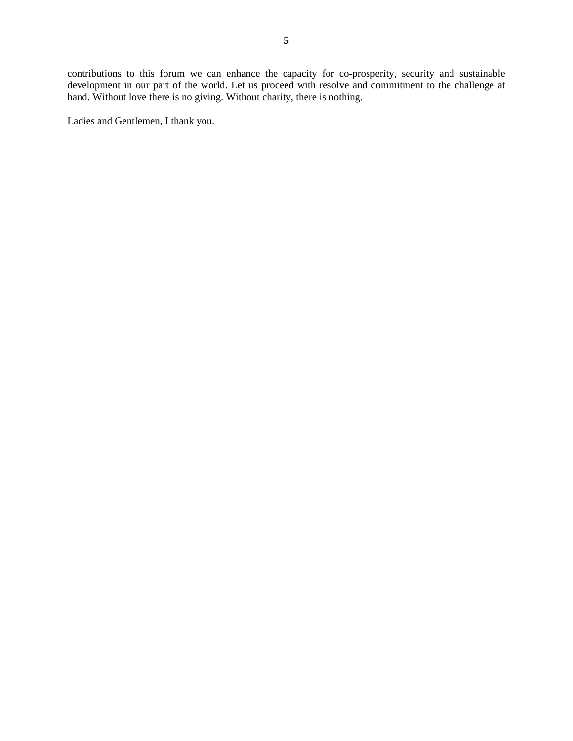contributions to this forum we can enhance the capacity for co-prosperity, security and sustainable development in our part of the world. Let us proceed with resolve and commitment to the challenge at hand. Without love there is no giving. Without charity, there is nothing.

Ladies and Gentlemen, I thank you.